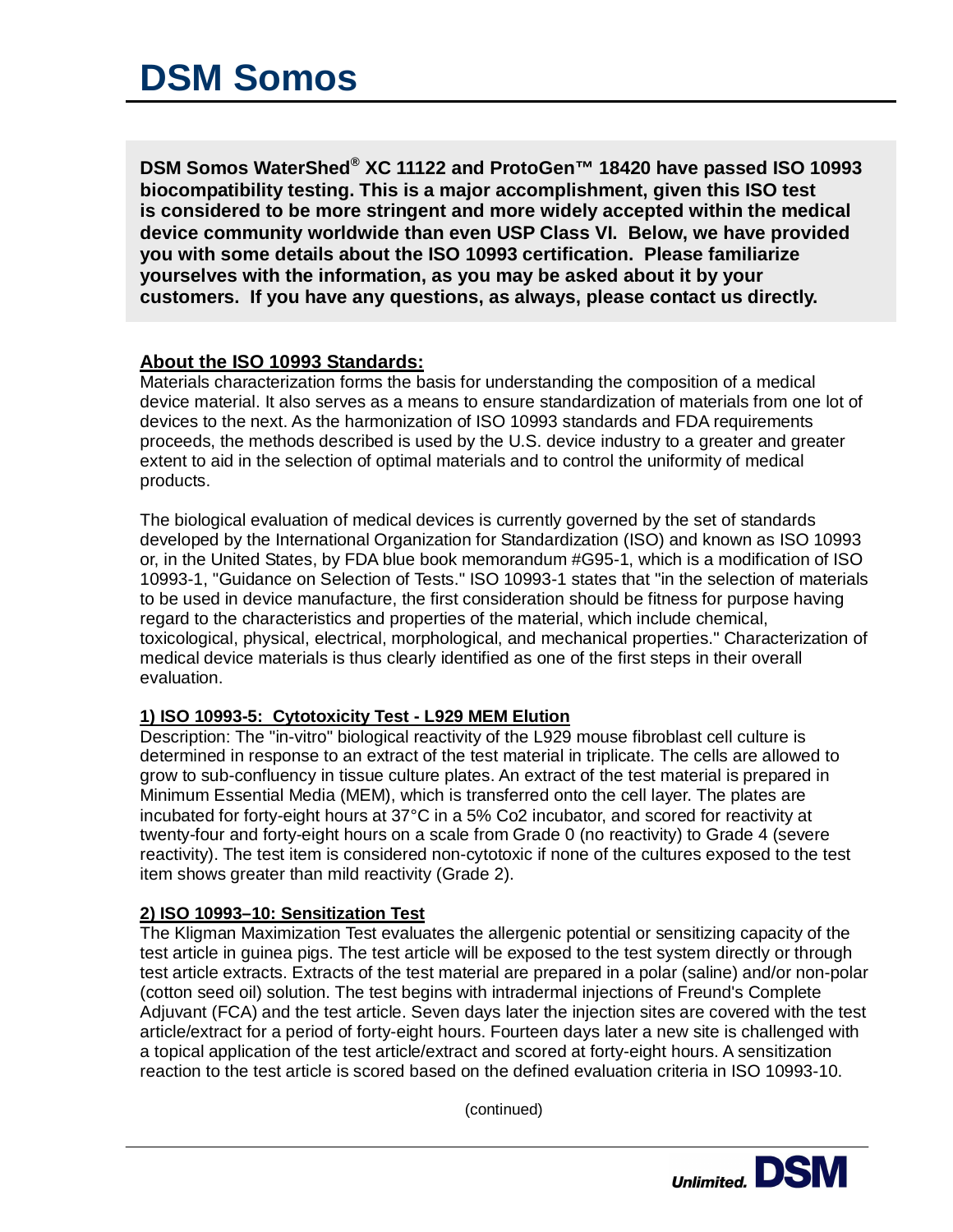# DSM Somos

**DSM Somos WaterShed® XC 11122 and ProtoGen™ 18420 have passed ISO 10993 biocompatibility testing. This is a major accomplishment, given this ISO test is considered to be more stringent and more widely accepted within the medical device community worldwide than even USP Class VI. Below, we have provided you with some details about the ISO 10993 certification. Please familiarize yourselves with the information, as you may be asked about it by your customers. If you have any questions, as always, please contact us directly.**

## About the ISO 10993 Standards:

Materials characterization forms the basis for understanding the composition of a medical device material. It also serves as a means to ensure standardization of materials from one lot of devices to the next. As the harmonization of ISO 10993 standards and FDA requirements proceeds, the methods described is used by the U.S. device industry to a greater and greater extent to aid in the selection of optimal materials and to control the uniformity of medical products.

The biological evaluation of medical devices is currently governed by the set of standards developed by the International Organization for Standardization (ISO) and known as ISO 10993 or, in the United States, by FDA blue book memorandum #G95-1, which is a modification of ISO 10993-1, "Guidance on Selection of Tests." ISO 10993-1 states that "in the selection of materials to be used in device manufacture, the first consideration should be fitness for purpose having regard to the characteristics and properties of the material, which include chemical, toxicological, physical, electrical, morphological, and mechanical properties." Characterization of medical device materials is thus clearly identified as one of the first steps in their overall evaluation.

### 1) ISO 10993-5: Cytotoxicity Test - L929 MEM Elution

Description: The "in-vitro" biological reactivity of the L929 mouse fibroblast cell culture is determined in response to an extract of the test material in triplicate. The cells are allowed to grow to sub-confluency in tissue culture plates. An extract of the test material is prepared in Minimum Essential Media (MEM), which is transferred onto the cell layer. The plates are incubated for forty-eight hours at 37°C in a 5% Co2 incubator, and scored for reactivity at twenty-four and forty-eight hours on a scale from Grade 0 (no reactivity) to Grade 4 (severe reactivity). The test item is considered non-cytotoxic if none of the cultures exposed to the test item shows greater than mild reactivity (Grade 2).

### 2) ISO 10993–10: Sensitization Test

The Kligman Maximization Test evaluates the allergenic potential or sensitizing capacity of the test article in guinea pigs. The test article will be exposed to the test system directly or through test article extracts. Extracts of the test material are prepared in a polar (saline) and/or non-polar (cotton seed oil) solution. The test begins with intradermal injections of Freund's Complete Adjuvant (FCA) and the test article. Seven days later the injection sites are covered with the test article/extract for a period of forty-eight hours. Fourteen days later a new site is challenged with a topical application of the test article/extract and scored at forty-eight hours. A sensitization reaction to the test article is scored based on the defined evaluation criteria in ISO 10993-10.

(continued)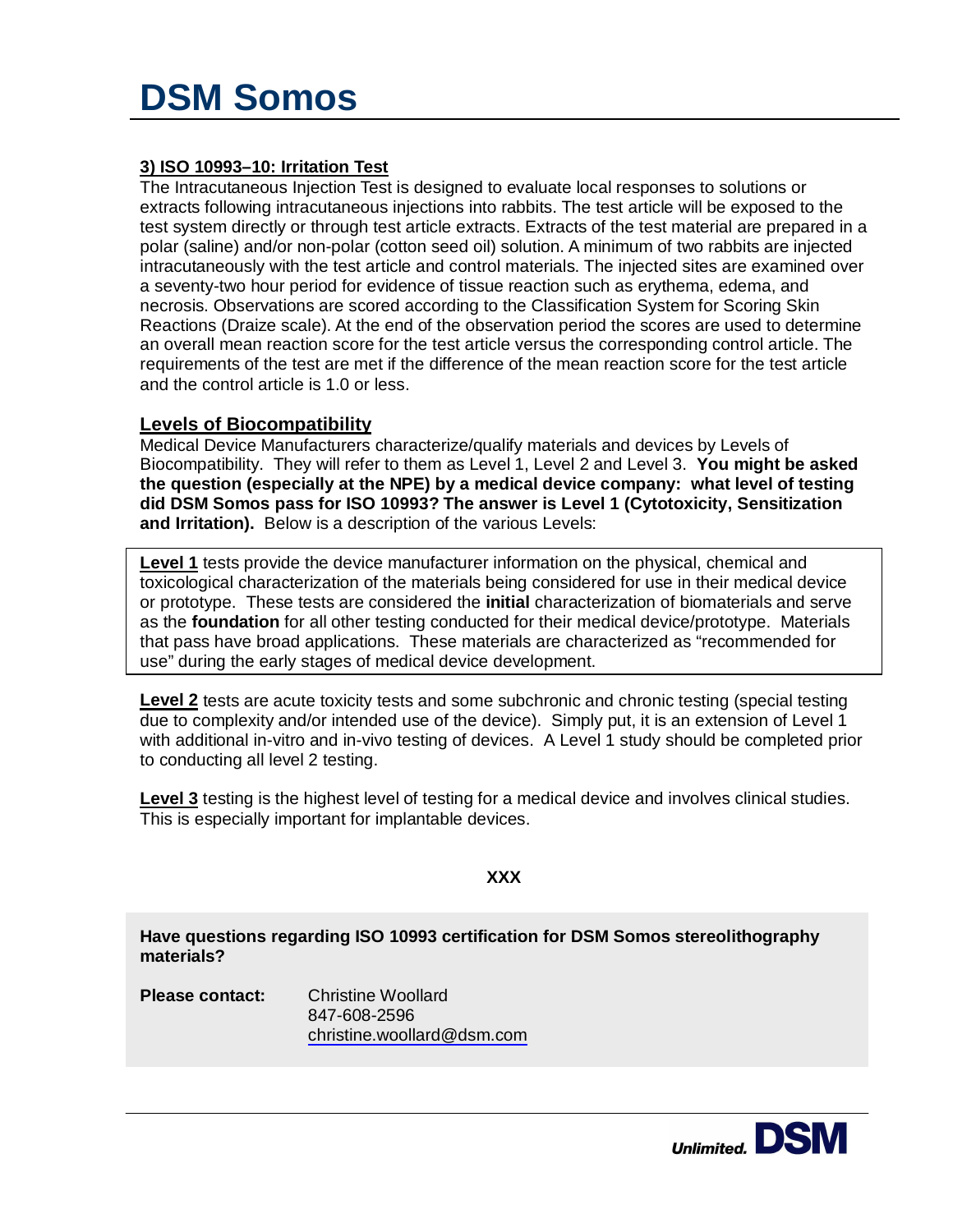**3) ISO 10993–10: Irritation Test**

The Intracutaneous Injection Test is designed to evaluate local responses to solutions or extracts following intracutaneous injections into rabbits. The test article will be exposed to the test system directly or through test article extracts. Extracts of the test material are prepared in a polar (saline) and/or non-polar (cotton seed oil) solution. A minimum of two rabbits are injected intracutaneously with the test article and control materials. The injected sites are examined over a seventy-two hour period for evidence of tissue reaction such as erythema, edema, and necrosis. Observations are scored according to the Classification System for Scoring Skin Reactions (Draize scale). At the end of the observation period the scores are used to determine an overall mean reaction score for the test article versus the corresponding control article. The requirements of the test are met if the difference of the mean reaction score for the test article and the control article is 1.0 or less.

## Levels of Biocompatibility

Medical Device Manufacturers characterize/qualify materials and devices by Levels of Biocompatibility. They will refer to them as Level 1, Level 2 and Level 3. **You might be asked the question (especially at the NPE) by a medical device company: what level of testing did DSM Somos pass for ISO 10993? The answer is Level 1 (Cytotoxicity, Sensitization and Irritation).** Below is a description of the various Levels:

**Level 1** tests provide the device manufacturer information on the physical, chemical and toxicological characterization of the materials being considered for use in their medical device or prototype. These tests are considered the **initial** characterization of biomaterials and serve as the **foundation** for all other testing conducted for their medical device/prototype. Materials that pass have broad applications. These materials are characterized as "recommended for use" during the early stages of medical device development.

**Level 2** tests are acute toxicity tests and some subchronic and chronic testing (special testing due to complexity and/or intended use of the device). Simply put, it is an extension of Level 1 with additional in-vitro and in-vivo testing of devices. A Level 1 study should be completed prior to conducting all level 2 testing.

**Level 3** testing is the highest level of testing for a medical device and involves clinical studies. This is especially important for implantable devices.

**XXX**

**Have questions regarding ISO 10993 certification for DSM Somos stereolithography materials?**

**Please contact:** Christine Woollard
847-608-2596
christine.woollard@dsm.com